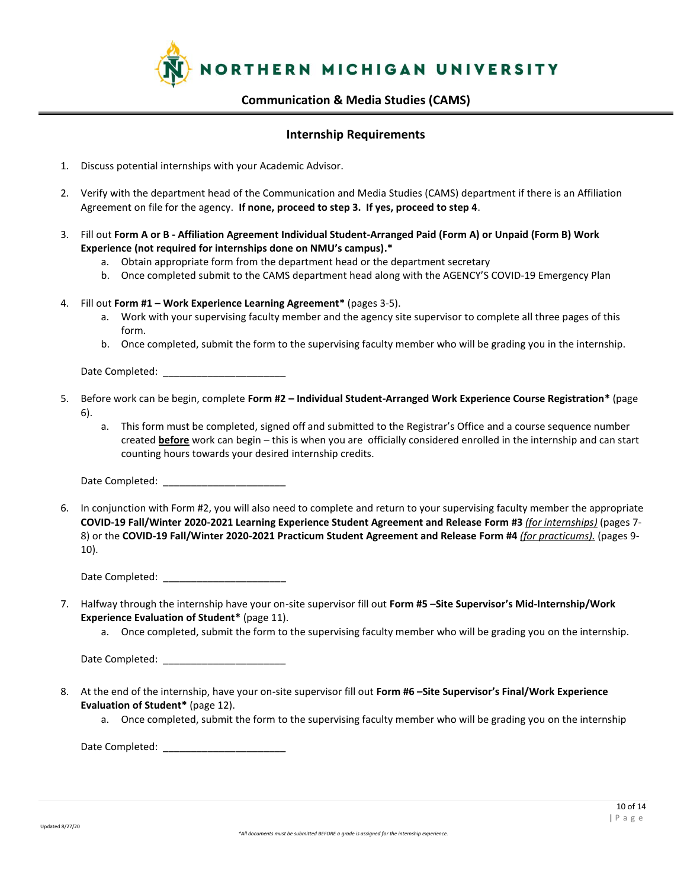# NORTHERN MICHIGAN UNIVERSITY

## Communication & Media Studies (CAMS)

### Internship Requirements

1. Discuss potential internships with your Academic Advisor.

2. Verify with the department head of the Communication and Media Studies (CAMS) department if there is an Affiliation Agreement on file for the agency. **If none, proceed to step 3. If yes, proceed to step 4**.

3. Fill out **Form A or B - Affiliation Agreement Individual Student-Arranged Paid (Form A) or Unpaid (Form B) Work Experience (not required for internships done on NMU's campus).***
   a. Obtain appropriate form from the department head or the department secretary
   b. Once completed submit to the CAMS department head along with the AGENCY'S COVID-19 Emergency Plan

4. Fill out **Form #1 – Work Experience Learning Agreement*** (pages 3-5).
   a. Work with your supervising faculty member and the agency site supervisor to complete all three pages of this form.
   b. Once completed, submit the form to the supervising faculty member who will be grading you in the internship.

   Date Completed: ______________________

5. Before work can be begin, complete **Form #2 – Individual Student-Arranged Work Experience Course Registration*** (page 6).
   a. This form must be completed, signed off and submitted to the Registrar's Office and a course sequence number created **before** work can begin – this is when you are officially considered enrolled in the internship and can start counting hours towards your desired internship credits.

   Date Completed: ______________________

6. In conjunction with Form #2, you will also need to complete and return to your supervising faculty member the appropriate **COVID-19 Fall/Winter 2020-2021 Learning Experience Student Agreement and Release Form #3** *(for internships)* (pages 7-8) or the **COVID-19 Fall/Winter 2020-2021 Practicum Student Agreement and Release Form #4** *(for practicums).* (pages 9-10).

   Date Completed: ______________________

7. Halfway through the internship have your on-site supervisor fill out **Form #5 –Site Supervisor's Mid-Internship/Work Experience Evaluation of Student*** (page 11).
   a. Once completed, submit the form to the supervising faculty member who will be grading you on the internship.

   Date Completed: ______________________

8. At the end of the internship, have your on-site supervisor fill out **Form #6 –Site Supervisor's Final/Work Experience Evaluation of Student*** (page 12).
   a. Once completed, submit the form to the supervising faculty member who will be grading you on the internship

   Date Completed: ______________________

Updated 8/27/20

**All documents must be submitted BEFORE a grade is assigned for the internship experience.*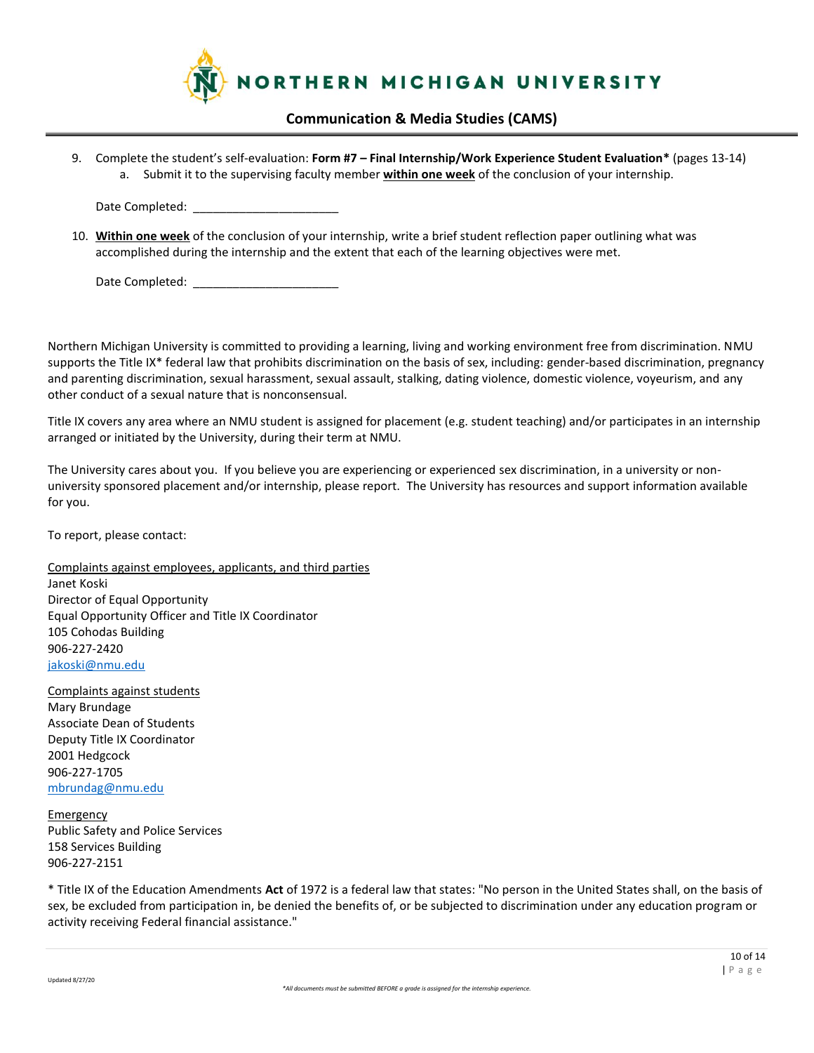9. Complete the student's self-evaluation: **Form #7 – Final Internship/Work Experience Student Evaluation*** (pages 13-14)
    a. Submit it to the supervising faculty member **within one week** of the conclusion of your internship.

    Date Completed: ______________________

10. **Within one week** of the conclusion of your internship, write a brief student reflection paper outlining what was accomplished during the internship and the extent that each of the learning objectives were met.

    Date Completed: ______________________

Northern Michigan University is committed to providing a learning, living and working environment free from discrimination. NMU supports the Title IX* federal law that prohibits discrimination on the basis of sex, including: gender-based discrimination, pregnancy and parenting discrimination, sexual harassment, sexual assault, stalking, dating violence, domestic violence, voyeurism, and any other conduct of a sexual nature that is nonconsensual.

Title IX covers any area where an NMU student is assigned for placement (e.g. student teaching) and/or participates in an internship arranged or initiated by the University, during their term at NMU.

The University cares about you. If you believe you are experiencing or experienced sex discrimination, in a university or non-university sponsored placement and/or internship, please report. The University has resources and support information available for you.

To report, please contact:

Complaints against employees, applicants, and third parties
Janet Koski
Director of Equal Opportunity
Equal Opportunity Officer and Title IX Coordinator
105 Cohodas Building
906-227-2420
jakoski@nmu.edu

Complaints against students
Mary Brundage
Associate Dean of Students
Deputy Title IX Coordinator
2001 Hedgcock
906-227-1705
mbrundag@nmu.edu

Emergency
Public Safety and Police Services
158 Services Building
906-227-2151

* Title IX of the Education Amendments **Act** of 1972 is a federal law that states: "No person in the United States shall, on the basis of sex, be excluded from participation in, be denied the benefits of, or be subjected to discrimination under any education program or activity receiving Federal financial assistance."

*All documents must be submitted BEFORE a grade is assigned for the internship experience.*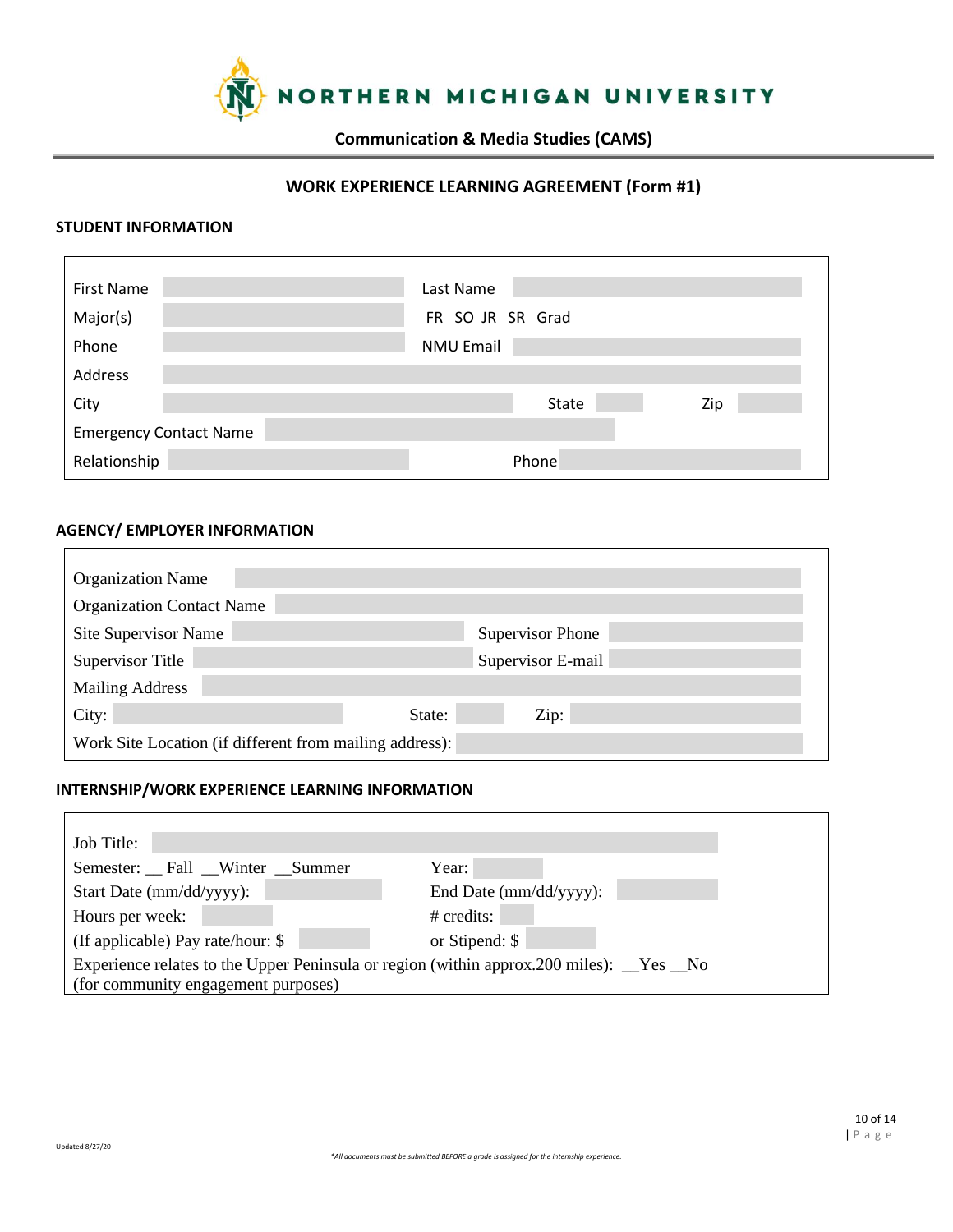# NORTHERN MICHIGAN UNIVERSITY

**Communication & Media Studies (CAMS)**

## WORK EXPERIENCE LEARNING AGREEMENT (Form #1)

### STUDENT INFORMATION

| | | | |
|---|---|---|---|
| First Name | | Last Name | |
| Major(s) | | FR SO JR SR Grad | |
| Phone | | NMU Email | |
| Address | | | |
| City | | State | Zip |
| Emergency Contact Name | | | |
| Relationship | | Phone | |

### AGENCY/ EMPLOYER INFORMATION

| | | | |
|---|---|---|---|
| Organization Name | | | |
| Organization Contact Name | | | |
| Site Supervisor Name | | Supervisor Phone | |
| Supervisor Title | | Supervisor E-mail | |
| Mailing Address | | | |
| City: | | State: | Zip: |
| Work Site Location (if different from mailing address): | | | |

### INTERNSHIP/WORK EXPERIENCE LEARNING INFORMATION

| | |
|---|---|
| Job Title: | |
| Semester: __ Fall __Winter __Summer | Year: |
| Start Date (mm/dd/yyyy): | End Date (mm/dd/yyyy): |
| Hours per week: | # credits: |
| (If applicable) Pay rate/hour: $ | or Stipend: $ |

Experience relates to the Upper Peninsula or region (within approx.200 miles): __Yes __No
(for community engagement purposes)

Updated 8/27/20

*All documents must be submitted BEFORE a grade is assigned for the internship experience.*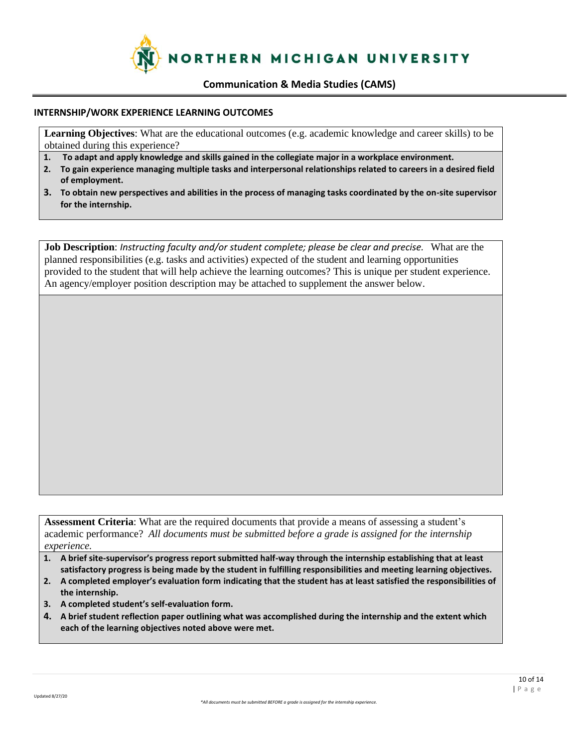# NORTHERN MICHIGAN UNIVERSITY

## Communication & Media Studies (CAMS)

### INTERNSHIP/WORK EXPERIENCE LEARNING OUTCOMES

**Learning Objectives**: What are the educational outcomes (e.g. academic knowledge and career skills) to be obtained during this experience?

1. **To adapt and apply knowledge and skills gained in the collegiate major in a workplace environment.**
2. **To gain experience managing multiple tasks and interpersonal relationships related to careers in a desired field of employment.**
3. **To obtain new perspectives and abilities in the process of managing tasks coordinated by the on-site supervisor for the internship.**

**Job Description**: *Instructing faculty and/or student complete; please be clear and precise.* What are the planned responsibilities (e.g. tasks and activities) expected of the student and learning opportunities provided to the student that will help achieve the learning outcomes? This is unique per student experience. An agency/employer position description may be attached to supplement the answer below.

**Assessment Criteria**: What are the required documents that provide a means of assessing a student's academic performance? *All documents must be submitted before a grade is assigned for the internship experience.*

1. **A brief site-supervisor's progress report submitted half-way through the internship establishing that at least satisfactory progress is being made by the student in fulfilling responsibilities and meeting learning objectives.**
2. **A completed employer's evaluation form indicating that the student has at least satisfied the responsibilities of the internship.**
3. **A completed student's self-evaluation form.**
4. **A brief student reflection paper outlining what was accomplished during the internship and the extent which each of the learning objectives noted above were met.**

Updated 8/27/20

*\*All documents must be submitted BEFORE a grade is assigned for the internship experience.*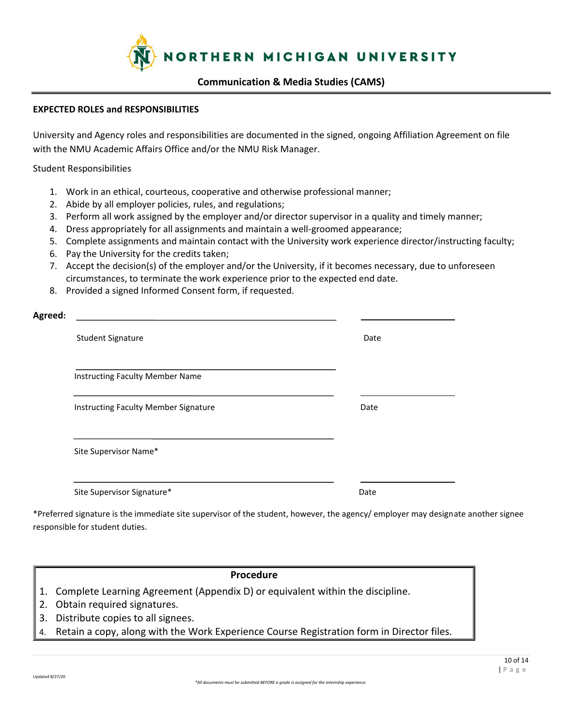**Communication & Media Studies (CAMS)**

**EXPECTED ROLES and RESPONSIBILITIES**

University and Agency roles and responsibilities are documented in the signed, ongoing Affiliation Agreement on file with the NMU Academic Affairs Office and/or the NMU Risk Manager.

Student Responsibilities

1. Work in an ethical, courteous, cooperative and otherwise professional manner;
2. Abide by all employer policies, rules, and regulations;
3. Perform all work assigned by the employer and/or director supervisor in a quality and timely manner;
4. Dress appropriately for all assignments and maintain a well-groomed appearance;
5. Complete assignments and maintain contact with the University work experience director/instructing faculty;
6. Pay the University for the credits taken;
7. Accept the decision(s) of the employer and/or the University, if it becomes necessary, due to unforeseen circumstances, to terminate the work experience prior to the expected end date.
8. Provided a signed Informed Consent form, if requested.

**Agreed:** \_\_\_\_\_\_\_\_\_\_\_\_\_\_\_\_\_\_\_\_\_\_\_\_\_\_\_\_\_\_\_\_\_\_\_\_ \_\_\_\_\_\_\_\_\_\_\_\_\_\_

Student Signature — Date

\_\_\_\_\_\_\_\_\_\_\_\_\_\_\_\_\_\_\_\_\_\_\_\_\_\_\_\_\_\_\_\_\_\_\_\_

Instructing Faculty Member Name

\_\_\_\_\_\_\_\_\_\_\_\_\_\_\_\_\_\_\_\_\_\_\_\_\_\_\_\_\_\_\_\_\_\_\_\_ \_\_\_\_\_\_\_\_\_\_\_\_\_\_

Instructing Faculty Member Signature — Date

\_\_\_\_\_\_\_\_\_\_\_\_\_\_\_\_\_\_\_\_\_\_\_\_\_\_\_\_\_\_\_\_\_\_\_\_

Site Supervisor Name*

\_\_\_\_\_\_\_\_\_\_\_\_\_\_\_\_\_\_\_\_\_\_\_\_\_\_\_\_\_\_\_\_\_\_\_\_ \_\_\_\_\_\_\_\_\_\_\_\_\_\_

Site Supervisor Signature* — Date

*Preferred signature is the immediate site supervisor of the student, however, the agency/ employer may designate another signee responsible for student duties.

**Procedure**

1. Complete Learning Agreement (Appendix D) or equivalent within the discipline.
2. Obtain required signatures.
3. Distribute copies to all signees.
4. Retain a copy, along with the Work Experience Course Registration form in Director files.

Updated 8/27/20

*All documents must be submitted BEFORE a grade is assigned for the internship experience.*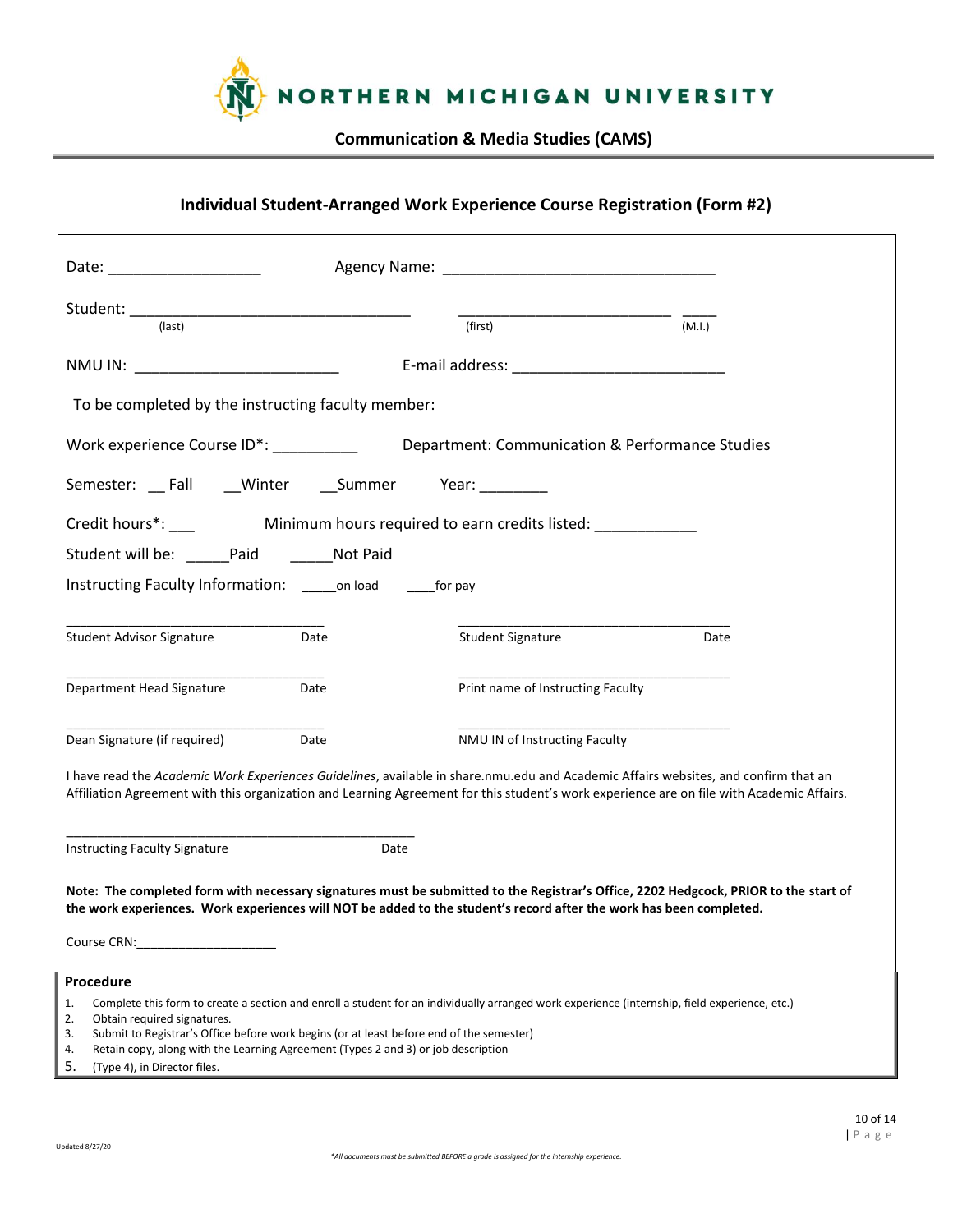# NORTHERN MICHIGAN UNIVERSITY

**Communication & Media Studies (CAMS)**

## Individual Student-Arranged Work Experience Course Registration (Form #2)

Date: __________________ Agency Name: ________________________________

Student: _________________________________ _________________________ ____
(last) (first) (M.I.)

NMU IN: ________________________ E-mail address: _________________________

To be completed by the instructing faculty member:

Work experience Course ID*: __________ Department: Communication & Performance Studies

Semester: __ Fall __Winter __Summer Year: ________

Credit hours*: ___ Minimum hours required to earn credits listed: ___________

Student will be: _____Paid _____Not Paid

Instructing Faculty Information: _____on load ____for pay

_________________________________ _________________________________
Student Advisor Signature Date Student Signature Date

_________________________________ _________________________________
Department Head Signature Date Print name of Instructing Faculty

_________________________________ _________________________________
Dean Signature (if required) Date NMU IN of Instructing Faculty

I have read the *Academic Work Experiences Guidelines*, available in share.nmu.edu and Academic Affairs websites, and confirm that an Affiliation Agreement with this organization and Learning Agreement for this student's work experience are on file with Academic Affairs.

_______________________________________________
Instructing Faculty Signature Date

**Note: The completed form with necessary signatures must be submitted to the Registrar's Office, 2202 Hedgcock, PRIOR to the start of the work experiences. Work experiences will NOT be added to the student's record after the work has been completed.**

Course CRN:____________________

**Procedure**

1. Complete this form to create a section and enroll a student for an individually arranged work experience (internship, field experience, etc.)
2. Obtain required signatures.
3. Submit to Registrar's Office before work begins (or at least before end of the semester)
4. Retain copy, along with the Learning Agreement (Types 2 and 3) or job description
5. (Type 4), in Director files.

Updated 8/27/20

*All documents must be submitted BEFORE a grade is assigned for the internship experience.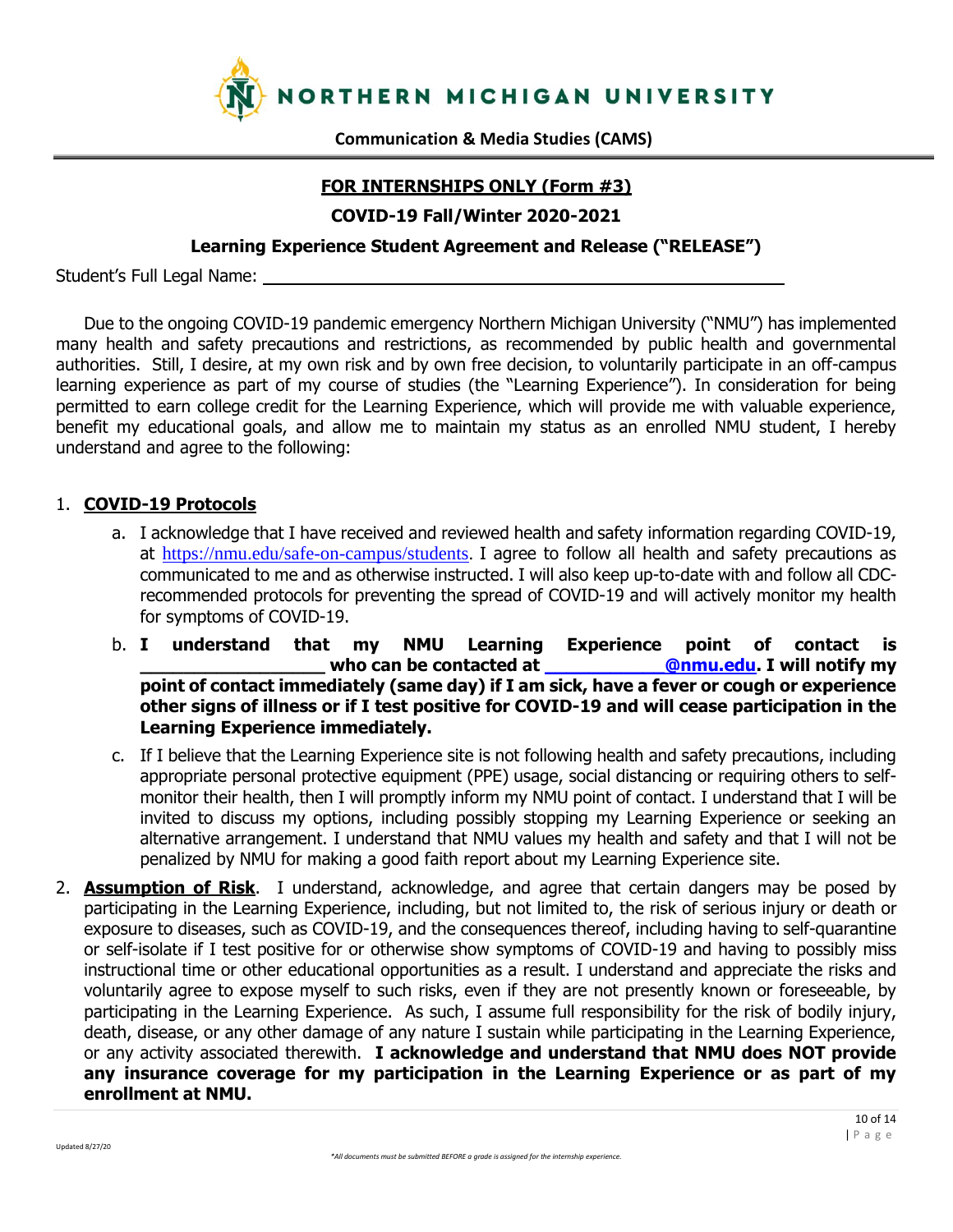**Communication & Media Studies (CAMS)**

## FOR INTERNSHIPS ONLY (Form #3)

### COVID-19 Fall/Winter 2020-2021

### Learning Experience Student Agreement and Release ("RELEASE")

Student's Full Legal Name: ____________________________________________

Due to the ongoing COVID-19 pandemic emergency Northern Michigan University ("NMU") has implemented many health and safety precautions and restrictions, as recommended by public health and governmental authorities. Still, I desire, at my own risk and by own free decision, to voluntarily participate in an off-campus learning experience as part of my course of studies (the "Learning Experience"). In consideration for being permitted to earn college credit for the Learning Experience, which will provide me with valuable experience, benefit my educational goals, and allow me to maintain my status as an enrolled NMU student, I hereby understand and agree to the following:

1. **COVID-19 Protocols**
   a. I acknowledge that I have received and reviewed health and safety information regarding COVID-19, at https://nmu.edu/safe-on-campus/students. I agree to follow all health and safety precautions as communicated to me and as otherwise instructed. I will also keep up-to-date with and follow all CDC-recommended protocols for preventing the spread of COVID-19 and will actively monitor my health for symptoms of COVID-19.
   b. **I understand that my NMU Learning Experience point of contact is __________________ who can be contacted at ____________@nmu.edu. I will notify my point of contact immediately (same day) if I am sick, have a fever or cough or experience other signs of illness or if I test positive for COVID-19 and will cease participation in the Learning Experience immediately.**
   c. If I believe that the Learning Experience site is not following health and safety precautions, including appropriate personal protective equipment (PPE) usage, social distancing or requiring others to self-monitor their health, then I will promptly inform my NMU point of contact. I understand that I will be invited to discuss my options, including possibly stopping my Learning Experience or seeking an alternative arrangement. I understand that NMU values my health and safety and that I will not be penalized by NMU for making a good faith report about my Learning Experience site.
2. **Assumption of Risk**. I understand, acknowledge, and agree that certain dangers may be posed by participating in the Learning Experience, including, but not limited to, the risk of serious injury or death or exposure to diseases, such as COVID-19, and the consequences thereof, including having to self-quarantine or self-isolate if I test positive for or otherwise show symptoms of COVID-19 and having to possibly miss instructional time or other educational opportunities as a result. I understand and appreciate the risks and voluntarily agree to expose myself to such risks, even if they are not presently known or foreseeable, by participating in the Learning Experience. As such, I assume full responsibility for the risk of bodily injury, death, disease, or any other damage of any nature I sustain while participating in the Learning Experience, or any activity associated therewith. **I acknowledge and understand that NMU does NOT provide any insurance coverage for my participation in the Learning Experience or as part of my enrollment at NMU.**

Updated 8/27/20

*All documents must be submitted BEFORE a grade is assigned for the internship experience.*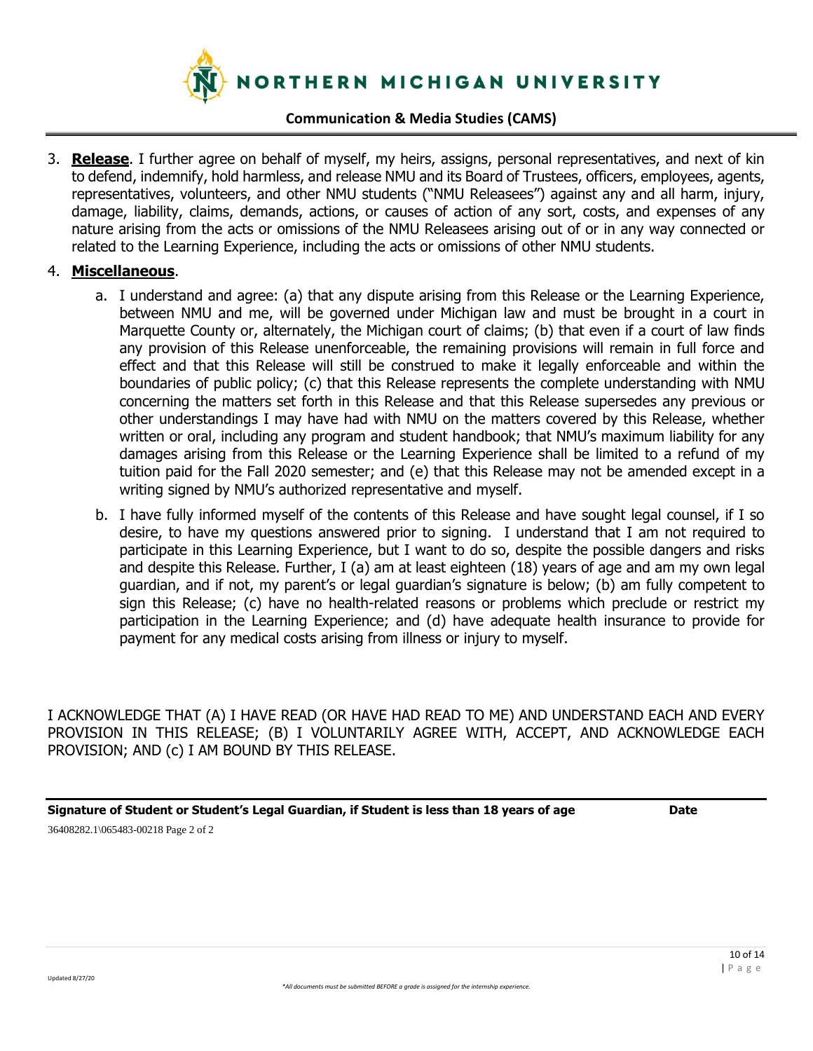3. **Release**. I further agree on behalf of myself, my heirs, assigns, personal representatives, and next of kin to defend, indemnify, hold harmless, and release NMU and its Board of Trustees, officers, employees, agents, representatives, volunteers, and other NMU students ("NMU Releasees") against any and all harm, injury, damage, liability, claims, demands, actions, or causes of action of any sort, costs, and expenses of any nature arising from the acts or omissions of the NMU Releasees arising out of or in any way connected or related to the Learning Experience, including the acts or omissions of other NMU students.

4. **Miscellaneous**.

    a. I understand and agree: (a) that any dispute arising from this Release or the Learning Experience, between NMU and me, will be governed under Michigan law and must be brought in a court in Marquette County or, alternately, the Michigan court of claims; (b) that even if a court of law finds any provision of this Release unenforceable, the remaining provisions will remain in full force and effect and that this Release will still be construed to make it legally enforceable and within the boundaries of public policy; (c) that this Release represents the complete understanding with NMU concerning the matters set forth in this Release and that this Release supersedes any previous or other understandings I may have had with NMU on the matters covered by this Release, whether written or oral, including any program and student handbook; that NMU's maximum liability for any damages arising from this Release or the Learning Experience shall be limited to a refund of my tuition paid for the Fall 2020 semester; and (e) that this Release may not be amended except in a writing signed by NMU's authorized representative and myself.

    b. I have fully informed myself of the contents of this Release and have sought legal counsel, if I so desire, to have my questions answered prior to signing. I understand that I am not required to participate in this Learning Experience, but I want to do so, despite the possible dangers and risks and despite this Release. Further, I (a) am at least eighteen (18) years of age and am my own legal guardian, and if not, my parent's or legal guardian's signature is below; (b) am fully competent to sign this Release; (c) have no health-related reasons or problems which preclude or restrict my participation in the Learning Experience; and (d) have adequate health insurance to provide for payment for any medical costs arising from illness or injury to myself.

I ACKNOWLEDGE THAT (A) I HAVE READ (OR HAVE HAD READ TO ME) AND UNDERSTAND EACH AND EVERY PROVISION IN THIS RELEASE; (B) I VOLUNTARILY AGREE WITH, ACCEPT, AND ACKNOWLEDGE EACH PROVISION; AND (c) I AM BOUND BY THIS RELEASE.

______________________________________________________________________

**Signature of Student or Student's Legal Guardian, if Student is less than 18 years of age** **Date**

36408282.1\065483-00218 Page 2 of 2

*All documents must be submitted BEFORE a grade is assigned for the internship experience.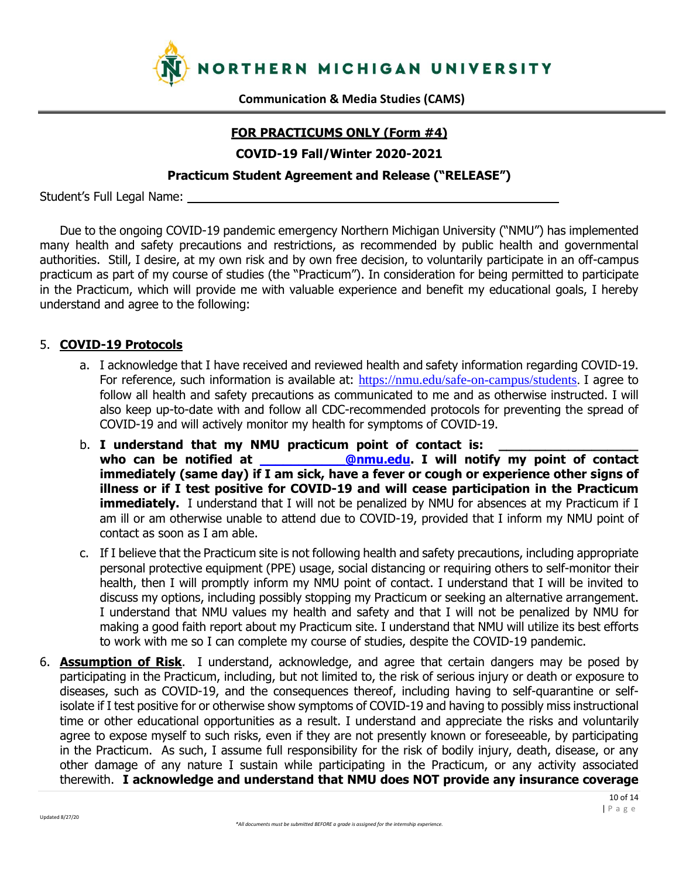NORTHERN MICHIGAN UNIVERSITY

**Communication & Media Studies (CAMS)**

## FOR PRACTICUMS ONLY (Form #4)

### COVID-19 Fall/Winter 2020-2021

### Practicum Student Agreement and Release ("RELEASE")

Student's Full Legal Name: ______________________________________________

Due to the ongoing COVID-19 pandemic emergency Northern Michigan University ("NMU") has implemented many health and safety precautions and restrictions, as recommended by public health and governmental authorities. Still, I desire, at my own risk and by own free decision, to voluntarily participate in an off-campus practicum as part of my course of studies (the "Practicum"). In consideration for being permitted to participate in the Practicum, which will provide me with valuable experience and benefit my educational goals, I hereby understand and agree to the following:

5. **COVID-19 Protocols**
   a. I acknowledge that I have received and reviewed health and safety information regarding COVID-19. For reference, such information is available at: https://nmu.edu/safe-on-campus/students. I agree to follow all health and safety precautions as communicated to me and as otherwise instructed. I will also keep up-to-date with and follow all CDC-recommended protocols for preventing the spread of COVID-19 and will actively monitor my health for symptoms of COVID-19.
   b. **I understand that my NMU practicum point of contact is: __________________ who can be notified at ____________@nmu.edu. I will notify my point of contact immediately (same day) if I am sick, have a fever or cough or experience other signs of illness or if I test positive for COVID-19 and will cease participation in the Practicum immediately.** I understand that I will not be penalized by NMU for absences at my Practicum if I am ill or am otherwise unable to attend due to COVID-19, provided that I inform my NMU point of contact as soon as I am able.
   c. If I believe that the Practicum site is not following health and safety precautions, including appropriate personal protective equipment (PPE) usage, social distancing or requiring others to self-monitor their health, then I will promptly inform my NMU point of contact. I understand that I will be invited to discuss my options, including possibly stopping my Practicum or seeking an alternative arrangement. I understand that NMU values my health and safety and that I will not be penalized by NMU for making a good faith report about my Practicum site. I understand that NMU will utilize its best efforts to work with me so I can complete my course of studies, despite the COVID-19 pandemic.
6. **Assumption of Risk**. I understand, acknowledge, and agree that certain dangers may be posed by participating in the Practicum, including, but not limited to, the risk of serious injury or death or exposure to diseases, such as COVID-19, and the consequences thereof, including having to self-quarantine or self-isolate if I test positive for or otherwise show symptoms of COVID-19 and having to possibly miss instructional time or other educational opportunities as a result. I understand and appreciate the risks and voluntarily agree to expose myself to such risks, even if they are not presently known or foreseeable, by participating in the Practicum. As such, I assume full responsibility for the risk of bodily injury, death, disease, or any other damage of any nature I sustain while participating in the Practicum, or any activity associated therewith. **I acknowledge and understand that NMU does NOT provide any insurance coverage**

Updated 8/27/20

*All documents must be submitted BEFORE a grade is assigned for the internship experience.*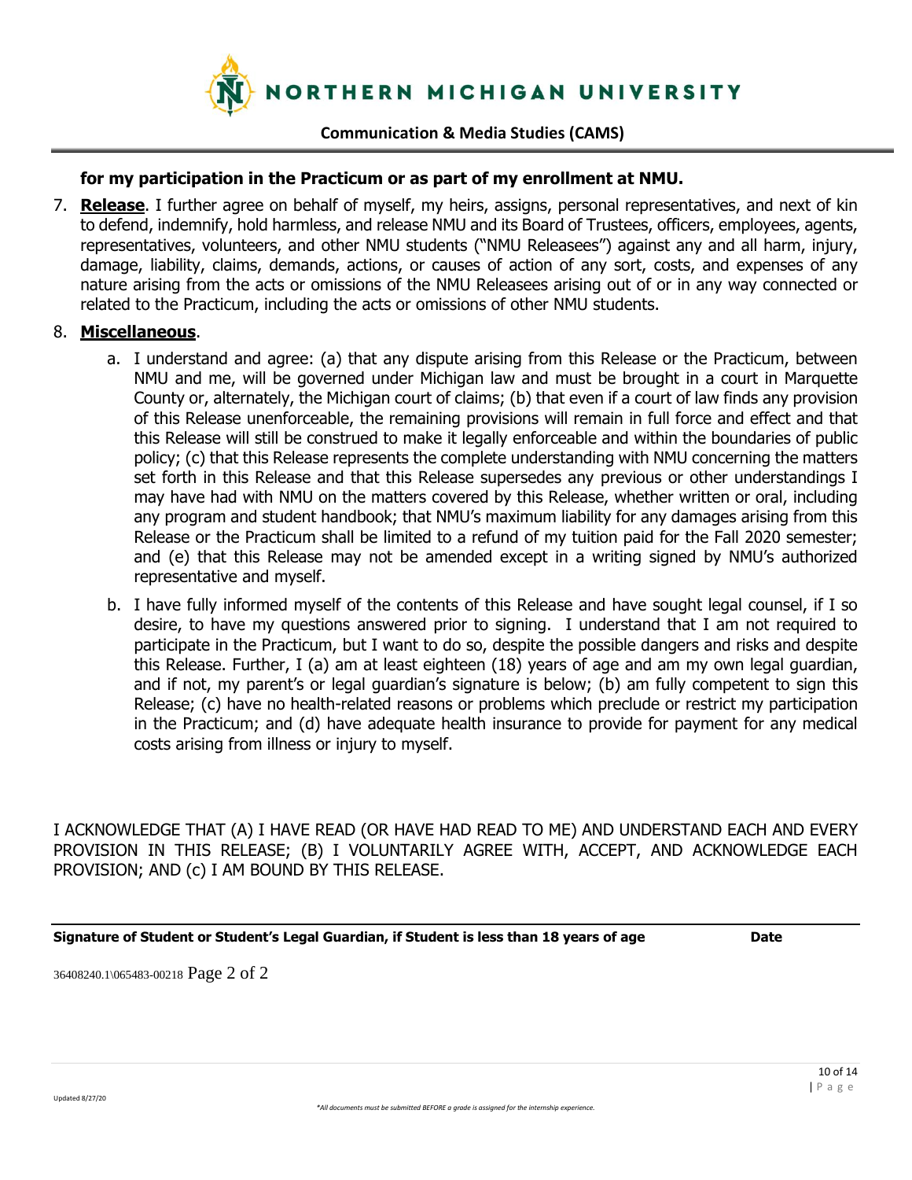**for my participation in the Practicum or as part of my enrollment at NMU.**

7. **<u>Release</u>**. I further agree on behalf of myself, my heirs, assigns, personal representatives, and next of kin to defend, indemnify, hold harmless, and release NMU and its Board of Trustees, officers, employees, agents, representatives, volunteers, and other NMU students ("NMU Releasees") against any and all harm, injury, damage, liability, claims, demands, actions, or causes of action of any sort, costs, and expenses of any nature arising from the acts or omissions of the NMU Releasees arising out of or in any way connected or related to the Practicum, including the acts or omissions of other NMU students.

8. **<u>Miscellaneous</u>**.

   a. I understand and agree: (a) that any dispute arising from this Release or the Practicum, between NMU and me, will be governed under Michigan law and must be brought in a court in Marquette County or, alternately, the Michigan court of claims; (b) that even if a court of law finds any provision of this Release unenforceable, the remaining provisions will remain in full force and effect and that this Release will still be construed to make it legally enforceable and within the boundaries of public policy; (c) that this Release represents the complete understanding with NMU concerning the matters set forth in this Release and that this Release supersedes any previous or other understandings I may have had with NMU on the matters covered by this Release, whether written or oral, including any program and student handbook; that NMU's maximum liability for any damages arising from this Release or the Practicum shall be limited to a refund of my tuition paid for the Fall 2020 semester; and (e) that this Release may not be amended except in a writing signed by NMU's authorized representative and myself.

   b. I have fully informed myself of the contents of this Release and have sought legal counsel, if I so desire, to have my questions answered prior to signing. I understand that I am not required to participate in the Practicum, but I want to do so, despite the possible dangers and risks and despite this Release. Further, I (a) am at least eighteen (18) years of age and am my own legal guardian, and if not, my parent's or legal guardian's signature is below; (b) am fully competent to sign this Release; (c) have no health-related reasons or problems which preclude or restrict my participation in the Practicum; and (d) have adequate health insurance to provide for payment for any medical costs arising from illness or injury to myself.

I ACKNOWLEDGE THAT (A) I HAVE READ (OR HAVE HAD READ TO ME) AND UNDERSTAND EACH AND EVERY PROVISION IN THIS RELEASE; (B) I VOLUNTARILY AGREE WITH, ACCEPT, AND ACKNOWLEDGE EACH PROVISION; AND (c) I AM BOUND BY THIS RELEASE.

---

**Signature of Student or Student's Legal Guardian, if Student is less than 18 years of age** **Date**

36408240.1\065483-00218 Page 2 of 2

*\*All documents must be submitted BEFORE a grade is assigned for the internship experience.*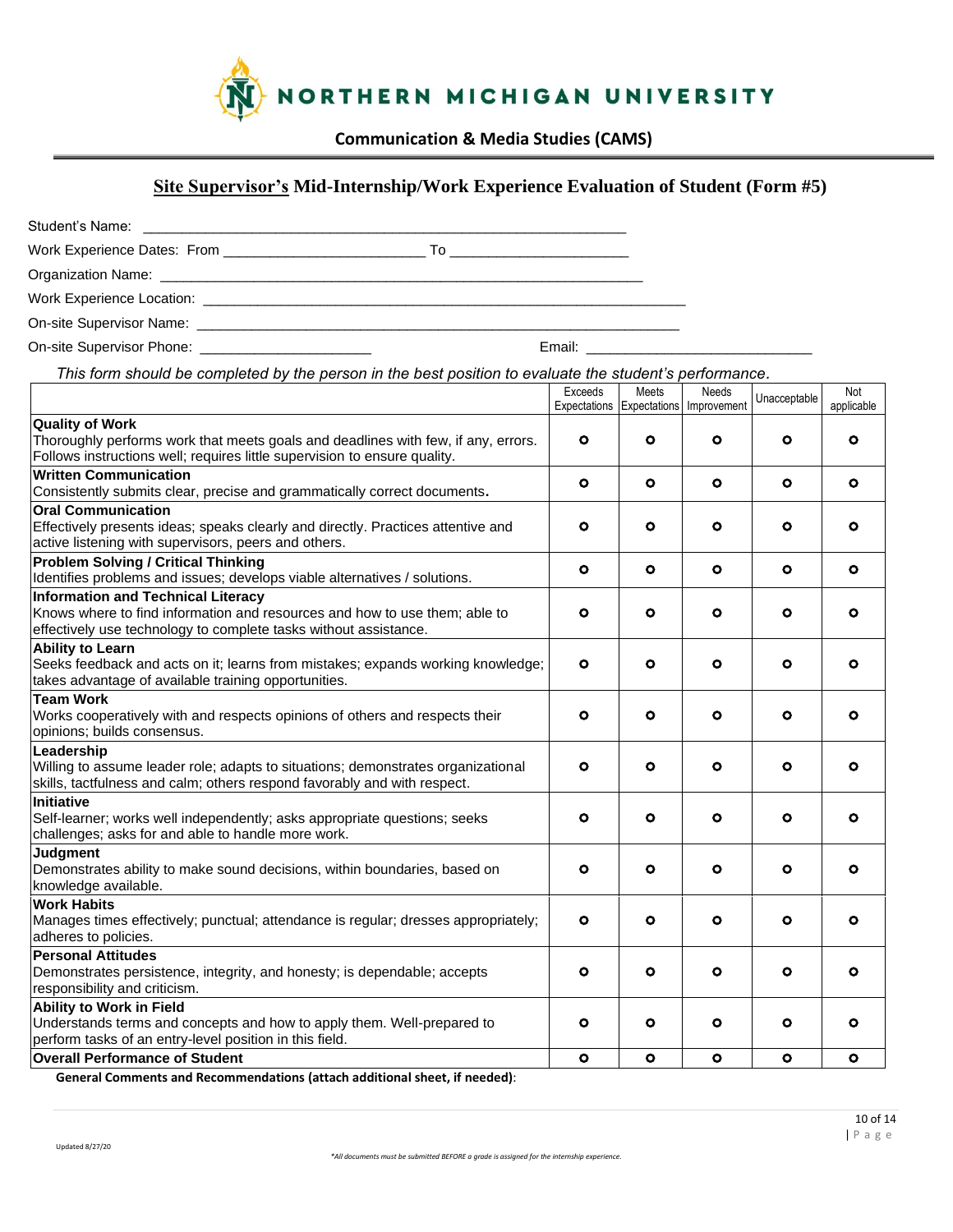# NORTHERN MICHIGAN UNIVERSITY

**Communication & Media Studies (CAMS)**

## Site Supervisor's Mid-Internship/Work Experience Evaluation of Student (Form #5)

Student's Name: ______________________________________________________________

Work Experience Dates: From ___________________________ To ________________________

Organization Name: ________________________________________________________________

Work Experience Location: _________________________________________________________________

On-site Supervisor Name: _________________________________________________________________

On-site Supervisor Phone: _______________________ Email: _____________________________

*This form should be completed by the person in the best position to evaluate the student's performance.*

| | Exceeds Expectations | Meets Expectations | Needs Improvement | Unacceptable | Not applicable |
|---|---|---|---|---|---|
| **Quality of Work**<br>Thoroughly performs work that meets goals and deadlines with few, if any, errors. Follows instructions well; requires little supervision to ensure quality. | o | o | o | o | o |
| **Written Communication**<br>Consistently submits clear, precise and grammatically correct documents. | o | o | o | o | o |
| **Oral Communication**<br>Effectively presents ideas; speaks clearly and directly. Practices attentive and active listening with supervisors, peers and others. | o | o | o | o | o |
| **Problem Solving / Critical Thinking**<br>Identifies problems and issues; develops viable alternatives / solutions. | o | o | o | o | o |
| **Information and Technical Literacy**<br>Knows where to find information and resources and how to use them; able to effectively use technology to complete tasks without assistance. | o | o | o | o | o |
| **Ability to Learn**<br>Seeks feedback and acts on it; learns from mistakes; expands working knowledge; takes advantage of available training opportunities. | o | o | o | o | o |
| **Team Work**<br>Works cooperatively with and respects opinions of others and respects their opinions; builds consensus. | o | o | o | o | o |
| **Leadership**<br>Willing to assume leader role; adapts to situations; demonstrates organizational skills, tactfulness and calm; others respond favorably and with respect. | o | o | o | o | o |
| **Initiative**<br>Self-learner; works well independently; asks appropriate questions; seeks challenges; asks for and able to handle more work. | o | o | o | o | o |
| **Judgment**<br>Demonstrates ability to make sound decisions, within boundaries, based on knowledge available. | o | o | o | o | o |
| **Work Habits**<br>Manages times effectively; punctual; attendance is regular; dresses appropriately; adheres to policies. | o | o | o | o | o |
| **Personal Attitudes**<br>Demonstrates persistence, integrity, and honesty; is dependable; accepts responsibility and criticism. | o | o | o | o | o |
| **Ability to Work in Field**<br>Understands terms and concepts and how to apply them. Well-prepared to perform tasks of an entry-level position in this field. | o | o | o | o | o |
| **Overall Performance of Student** | o | o | o | o | o |

**General Comments and Recommendations (attach additional sheet, if needed)**:

Updated 8/27/20

*\*All documents must be submitted BEFORE a grade is assigned for the internship experience.*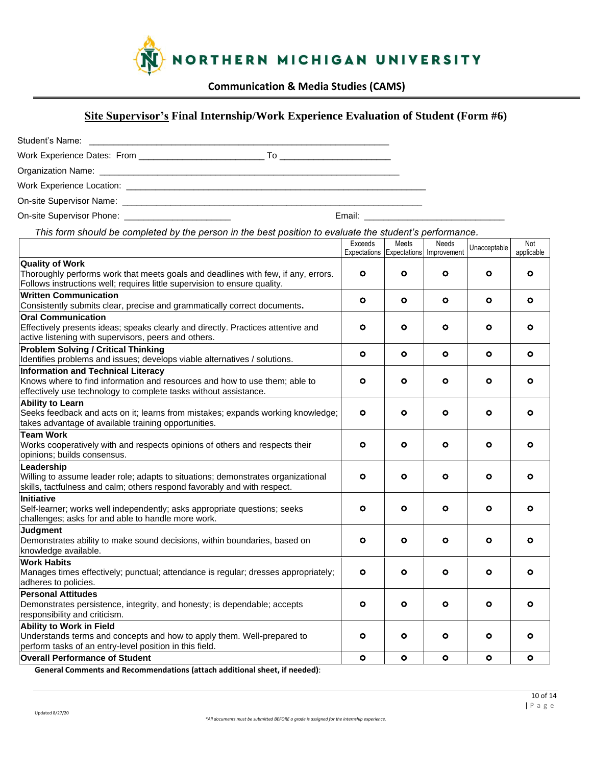NORTHERN MICHIGAN UNIVERSITY

**Communication & Media Studies (CAMS)**

## Site Supervisor's Final Internship/Work Experience Evaluation of Student (Form #6)

Student's Name: ______________________________________________________________

Work Experience Dates: From __________________________ To _______________________

Organization Name: _______________________________________________________________

Work Experience Location: _______________________________________________________________

On-site Supervisor Name: _______________________________________________________________

On-site Supervisor Phone: ______________________ Email: ____________________________

*This form should be completed by the person in the best position to evaluate the student's performance.*

| | Exceeds Expectations | Meets Expectations | Needs Improvement | Unacceptable | Not applicable |
|---|---|---|---|---|---|
| **Quality of Work**<br>Thoroughly performs work that meets goals and deadlines with few, if any, errors. Follows instructions well; requires little supervision to ensure quality. | ○ | ○ | ○ | ○ | ○ |
| **Written Communication**<br>Consistently submits clear, precise and grammatically correct documents. | ○ | ○ | ○ | ○ | ○ |
| **Oral Communication**<br>Effectively presents ideas; speaks clearly and directly. Practices attentive and active listening with supervisors, peers and others. | ○ | ○ | ○ | ○ | ○ |
| **Problem Solving / Critical Thinking**<br>Identifies problems and issues; develops viable alternatives / solutions. | ○ | ○ | ○ | ○ | ○ |
| **Information and Technical Literacy**<br>Knows where to find information and resources and how to use them; able to effectively use technology to complete tasks without assistance. | ○ | ○ | ○ | ○ | ○ |
| **Ability to Learn**<br>Seeks feedback and acts on it; learns from mistakes; expands working knowledge; takes advantage of available training opportunities. | ○ | ○ | ○ | ○ | ○ |
| **Team Work**<br>Works cooperatively with and respects opinions of others and respects their opinions; builds consensus. | ○ | ○ | ○ | ○ | ○ |
| **Leadership**<br>Willing to assume leader role; adapts to situations; demonstrates organizational skills, tactfulness and calm; others respond favorably and with respect. | ○ | ○ | ○ | ○ | ○ |
| **Initiative**<br>Self-learner; works well independently; asks appropriate questions; seeks challenges; asks for and able to handle more work. | ○ | ○ | ○ | ○ | ○ |
| **Judgment**<br>Demonstrates ability to make sound decisions, within boundaries, based on knowledge available. | ○ | ○ | ○ | ○ | ○ |
| **Work Habits**<br>Manages times effectively; punctual; attendance is regular; dresses appropriately; adheres to policies. | ○ | ○ | ○ | ○ | ○ |
| **Personal Attitudes**<br>Demonstrates persistence, integrity, and honesty; is dependable; accepts responsibility and criticism. | ○ | ○ | ○ | ○ | ○ |
| **Ability to Work in Field**<br>Understands terms and concepts and how to apply them. Well-prepared to perform tasks of an entry-level position in this field. | ○ | ○ | ○ | ○ | ○ |
| **Overall Performance of Student** | ○ | ○ | ○ | ○ | ○ |

**General Comments and Recommendations (attach additional sheet, if needed)**:

Updated 8/27/20

*\*All documents must be submitted BEFORE a grade is assigned for the internship experience.*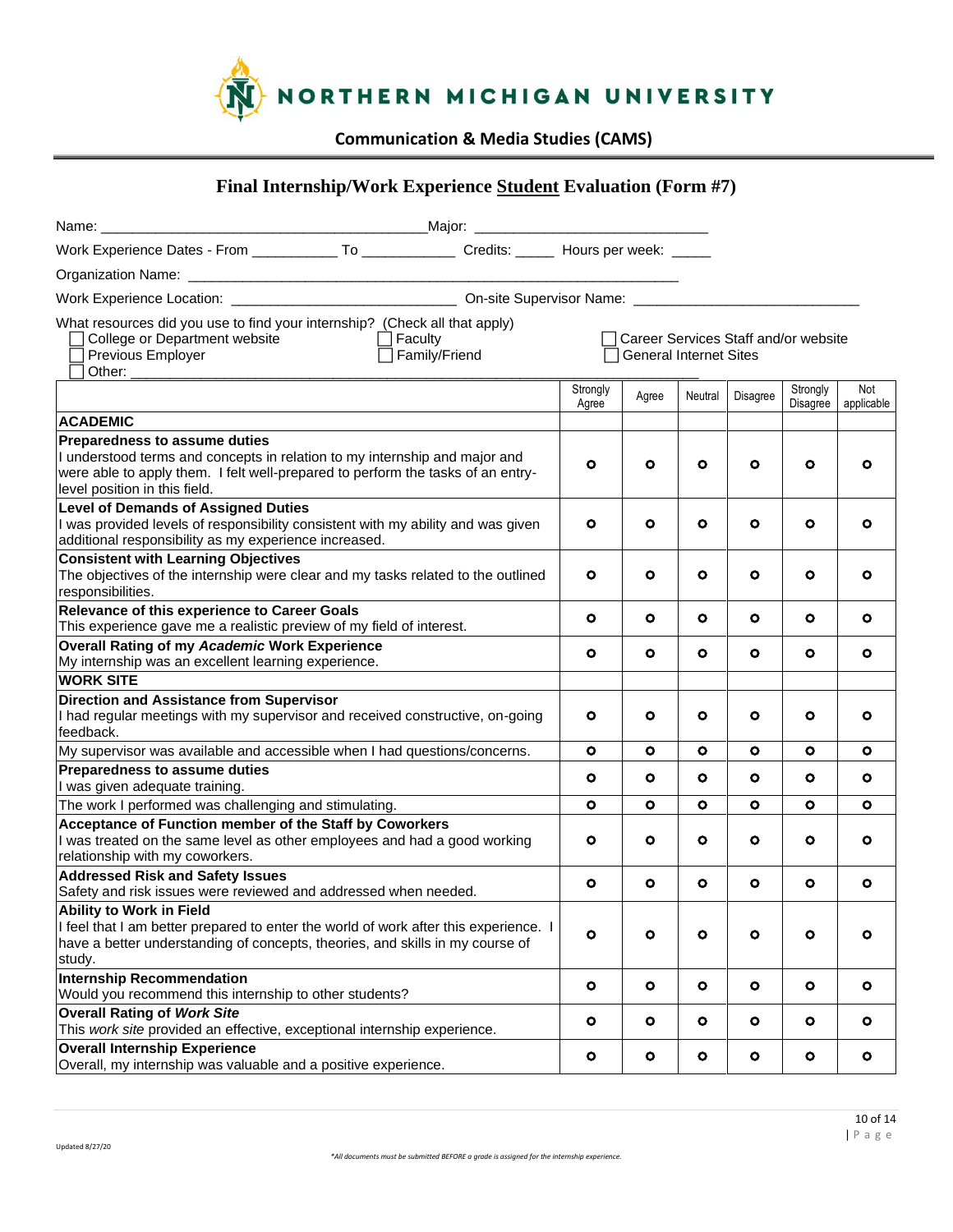# NORTHERN MICHIGAN UNIVERSITY

**Communication & Media Studies (CAMS)**

## Final Internship/Work Experience Student Evaluation (Form #7)

Name: ________________________________________ Major: ____________________________

Work Experience Dates - From __________ To ___________ Credits: _____ Hours per week: _____

Organization Name: ________________________________________________________________

Work Experience Location: ___________________________ On-site Supervisor Name: ___________________________

What resources did you use to find your internship? (Check all that apply)

- ☐ College or Department website
- ☐ Faculty
- ☐ Career Services Staff and/or website
- ☐ Previous Employer
- ☐ Family/Friend
- ☐ General Internet Sites
- ☐ Other: ____________________________________________________________

| | Strongly Agree | Agree | Neutral | Disagree | Strongly Disagree | Not applicable |
|---|---|---|---|---|---|---|
| **ACADEMIC** | | | | | | |
| **Preparedness to assume duties**<br>I understood terms and concepts in relation to my internship and major and were able to apply them. I felt well-prepared to perform the tasks of an entry-level position in this field. | ○ | ○ | ○ | ○ | ○ | ○ |
| **Level of Demands of Assigned Duties**<br>I was provided levels of responsibility consistent with my ability and was given additional responsibility as my experience increased. | ○ | ○ | ○ | ○ | ○ | ○ |
| **Consistent with Learning Objectives**<br>The objectives of the internship were clear and my tasks related to the outlined responsibilities. | ○ | ○ | ○ | ○ | ○ | ○ |
| **Relevance of this experience to Career Goals**<br>This experience gave me a realistic preview of my field of interest. | ○ | ○ | ○ | ○ | ○ | ○ |
| **Overall Rating of my *Academic* Work Experience**<br>My internship was an excellent learning experience. | ○ | ○ | ○ | ○ | ○ | ○ |
| **WORK SITE** | | | | | | |
| **Direction and Assistance from Supervisor**<br>I had regular meetings with my supervisor and received constructive, on-going feedback. | ○ | ○ | ○ | ○ | ○ | ○ |
| My supervisor was available and accessible when I had questions/concerns. | ○ | ○ | ○ | ○ | ○ | ○ |
| **Preparedness to assume duties**<br>I was given adequate training. | ○ | ○ | ○ | ○ | ○ | ○ |
| The work I performed was challenging and stimulating. | ○ | ○ | ○ | ○ | ○ | ○ |
| **Acceptance of Function member of the Staff by Coworkers**<br>I was treated on the same level as other employees and had a good working relationship with my coworkers. | ○ | ○ | ○ | ○ | ○ | ○ |
| **Addressed Risk and Safety Issues**<br>Safety and risk issues were reviewed and addressed when needed. | ○ | ○ | ○ | ○ | ○ | ○ |
| **Ability to Work in Field**<br>I feel that I am better prepared to enter the world of work after this experience. I have a better understanding of concepts, theories, and skills in my course of study. | ○ | ○ | ○ | ○ | ○ | ○ |
| **Internship Recommendation**<br>Would you recommend this internship to other students? | ○ | ○ | ○ | ○ | ○ | ○ |
| **Overall Rating of *Work Site***<br>This *work site* provided an effective, exceptional internship experience. | ○ | ○ | ○ | ○ | ○ | ○ |
| **Overall Internship Experience**<br>Overall, my internship was valuable and a positive experience. | ○ | ○ | ○ | ○ | ○ | ○ |

Updated 8/27/20

*All documents must be submitted BEFORE a grade is assigned for the internship experience.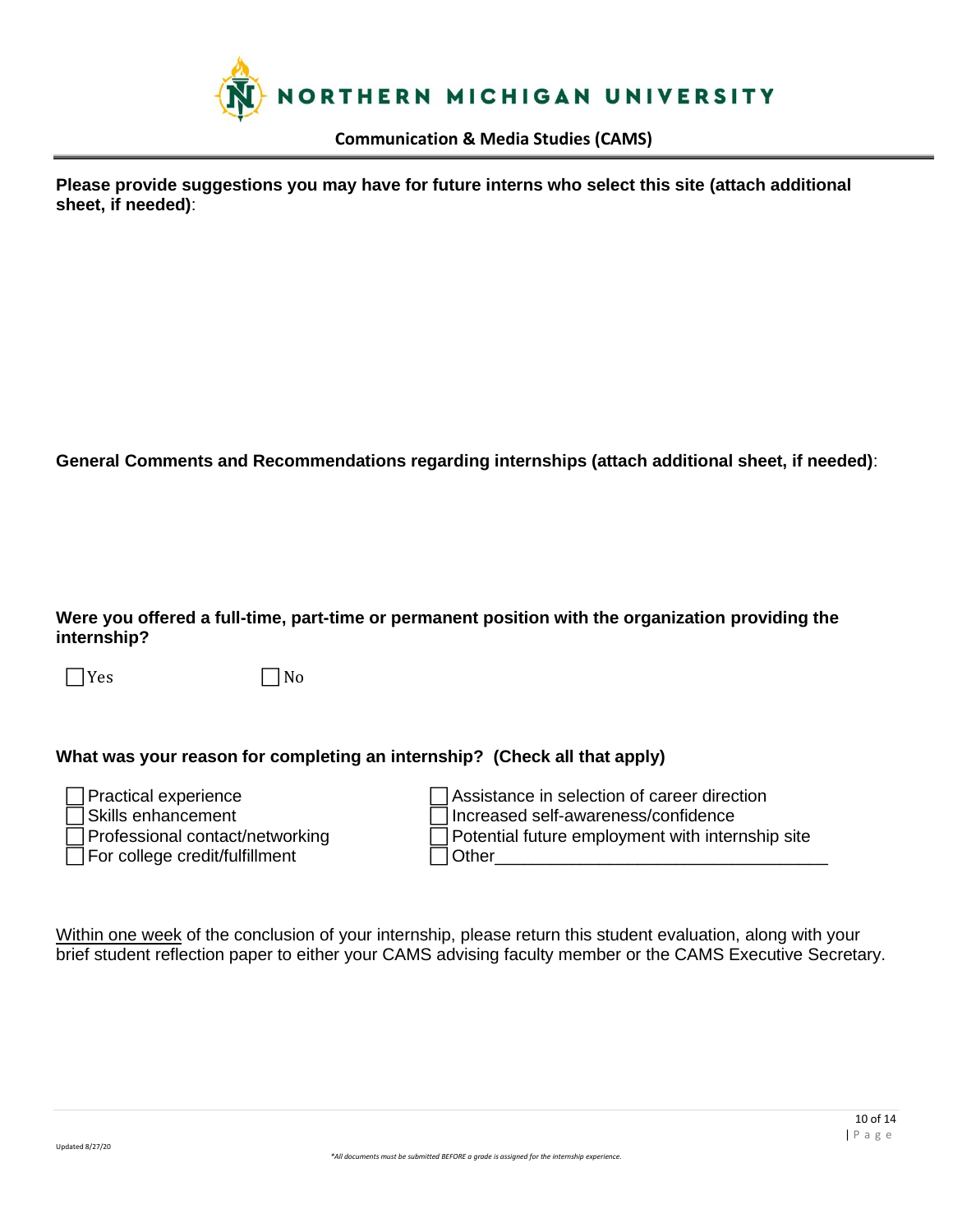**Please provide suggestions you may have for future interns who select this site (attach additional sheet, if needed)**:

**General Comments and Recommendations regarding internships (attach additional sheet, if needed)**:

**Were you offered a full-time, part-time or permanent position with the organization providing the internship?**

☐ Yes ☐ No

**What was your reason for completing an internship? (Check all that apply)**

☐ Practical experience
☐ Skills enhancement
☐ Professional contact/networking
☐ For college credit/fulfillment
☐ Assistance in selection of career direction
☐ Increased self-awareness/confidence
☐ Potential future employment with internship site
☐ Other___________________________________

Within one week of the conclusion of your internship, please return this student evaluation, along with your brief student reflection paper to either your CAMS advising faculty member or the CAMS Executive Secretary.

*All documents must be submitted BEFORE a grade is assigned for the internship experience.*